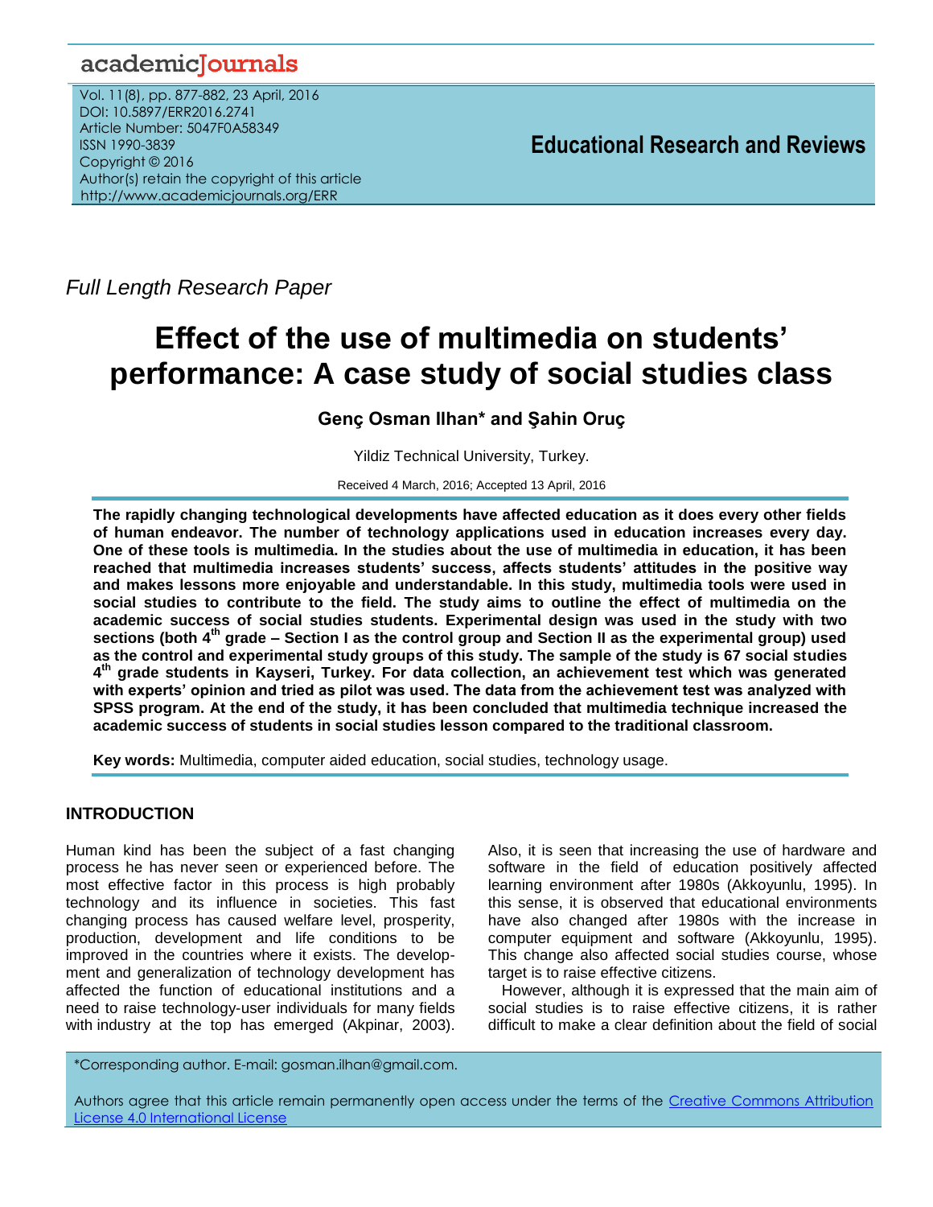*Full Length Research Paper*

# Effect of the use of multimedia on students' performance: A case study of social studies class

**Genç Osman Ilhan\* and Şahin Oruç**

Yildiz Technical University, Turkey.

Received 4 March, 2016; Accepted 13 April, 2016

**The rapidly changing technological developments have affected education as it does every other fields of human endeavor. The number of technology applications used in education increases every day. One of these tools is multimedia. In the studies about the use of multimedia in education, it has been reached that multimedia increases students' success, affects students' attitudes in the positive way and makes lessons more enjoyable and understandable. In this study, multimedia tools were used in social studies to contribute to the field. The study aims to outline the effect of multimedia on the academic success of social studies students. Experimental design was used in the study with two sections (both 4th grade – Section I as the control group and Section II as the experimental group) used as the control and experimental study groups of this study. The sample of the study is 67 social studies 4th grade students in Kayseri, Turkey. For data collection, an achievement test which was generated with experts' opinion and tried as pilot was used. The data from the achievement test was analyzed with SPSS program. At the end of the study, it has been concluded that multimedia technique increased the academic success of students in social studies lesson compared to the traditional classroom.**

**Key words:** Multimedia, computer aided education, social studies, technology usage.

## INTRODUCTION

Human kind has been the subject of a fast changing process he has never seen or experienced before. The most effective factor in this process is high probably technology and its influence in societies. This fast changing process has caused welfare level, prosperity, production, development and life conditions to be improved in the countries where it exists. The development and generalization of technology development has affected the function of educational institutions and a need to raise technology-user individuals for many fields with industry at the top has emerged (Akpinar, 2003). Also, it is seen that increasing the use of hardware and software in the field of education positively affected learning environment after 1980s (Akkoyunlu, 1995). In this sense, it is observed that educational environments have also changed after 1980s with the increase in computer equipment and software (Akkoyunlu, 1995). This change also affected social studies course, whose target is to raise effective citizens.

However, although it is expressed that the main aim of social studies is to raise effective citizens, it is rather difficult to make a clear definition about the field of social

\*Corresponding author. E-mail: gosman.ilhan@gmail.com.

Authors agree that this article remain permanently open access under the terms of the Creative Commons Attribution License 4.0 International License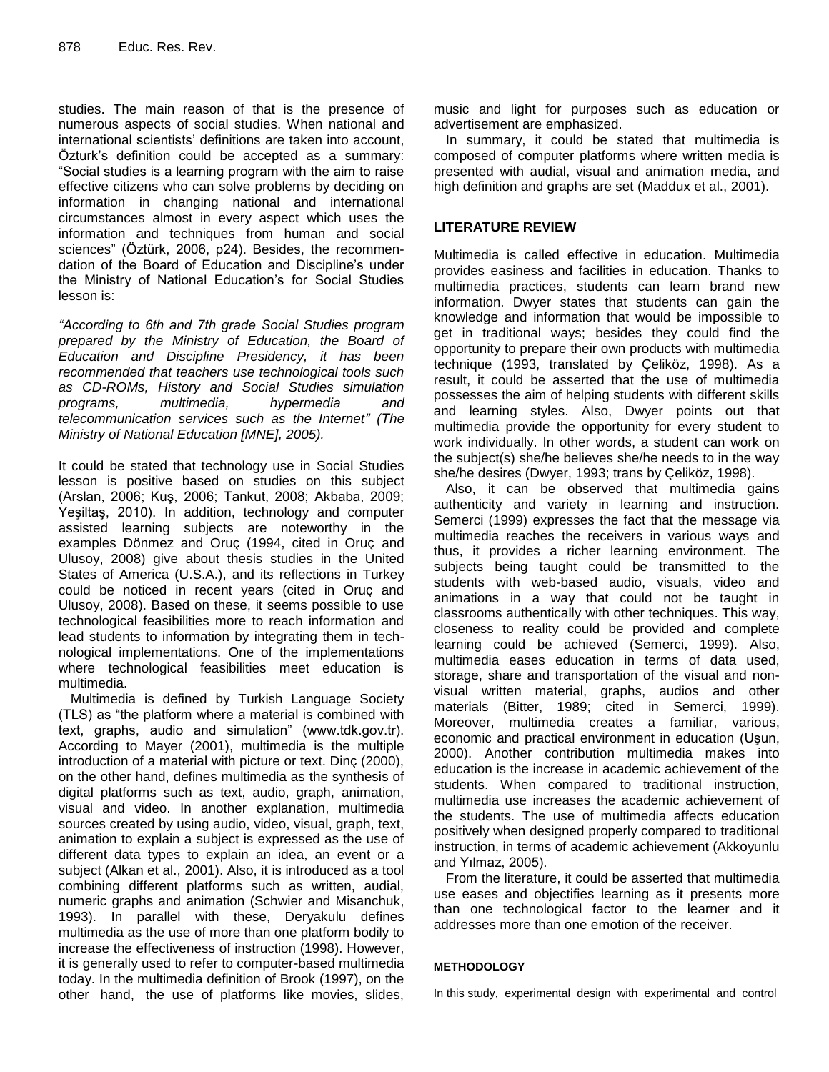studies. The main reason of that is the presence of numerous aspects of social studies. When national and international scientists' definitions are taken into account, Özturk's definition could be accepted as a summary: "Social studies is a learning program with the aim to raise effective citizens who can solve problems by deciding on information in changing national and international circumstances almost in every aspect which uses the information and techniques from human and social sciences" (Öztürk, 2006, p24). Besides, the recommendation of the Board of Education and Discipline's under the Ministry of National Education's for Social Studies lesson is:

*"According to 6th and 7th grade Social Studies program prepared by the Ministry of Education, the Board of Education and Discipline Presidency, it has been recommended that teachers use technological tools such as CD-ROMs, History and Social Studies simulation programs, multimedia, hypermedia and telecommunication services such as the Internet" (The Ministry of National Education [MNE], 2005).*

It could be stated that technology use in Social Studies lesson is positive based on studies on this subject (Arslan, 2006; Kuş, 2006; Tankut, 2008; Akbaba, 2009; Yeşiltaş, 2010). In addition, technology and computer assisted learning subjects are noteworthy in the examples Dönmez and Oruç (1994, cited in Oruç and Ulusoy, 2008) give about thesis studies in the United States of America (U.S.A.), and its reflections in Turkey could be noticed in recent years (cited in Oruç and Ulusoy, 2008). Based on these, it seems possible to use technological feasibilities more to reach information and lead students to information by integrating them in technological implementations. One of the implementations where technological feasibilities meet education is multimedia.

Multimedia is defined by Turkish Language Society (TLS) as "the platform where a material is combined with text, graphs, audio and simulation" (www.tdk.gov.tr). According to Mayer (2001), multimedia is the multiple introduction of a material with picture or text. Dinç (2000), on the other hand, defines multimedia as the synthesis of digital platforms such as text, audio, graph, animation, visual and video. In another explanation, multimedia sources created by using audio, video, visual, graph, text, animation to explain a subject is expressed as the use of different data types to explain an idea, an event or a subject (Alkan et al., 2001). Also, it is introduced as a tool combining different platforms such as written, audial, numeric graphs and animation (Schwier and Misanchuk, 1993). In parallel with these, Deryakulu defines multimedia as the use of more than one platform bodily to increase the effectiveness of instruction (1998). However, it is generally used to refer to computer-based multimedia today. In the multimedia definition of Brook (1997), on the other hand, the use of platforms like movies, slides, music and light for purposes such as education or advertisement are emphasized.

In summary, it could be stated that multimedia is composed of computer platforms where written media is presented with audial, visual and animation media, and high definition and graphs are set (Maddux et al., 2001).

## LITERATURE REVIEW

Multimedia is called effective in education. Multimedia provides easiness and facilities in education. Thanks to multimedia practices, students can learn brand new information. Dwyer states that students can gain the knowledge and information that would be impossible to get in traditional ways; besides they could find the opportunity to prepare their own products with multimedia technique (1993, translated by Çeliköz, 1998). As a result, it could be asserted that the use of multimedia possesses the aim of helping students with different skills and learning styles. Also, Dwyer points out that multimedia provide the opportunity for every student to work individually. In other words, a student can work on the subject(s) she/he believes she/he needs to in the way she/he desires (Dwyer, 1993; trans by Çeliköz, 1998).

Also, it can be observed that multimedia gains authenticity and variety in learning and instruction. Semerci (1999) expresses the fact that the message via multimedia reaches the receivers in various ways and thus, it provides a richer learning environment. The subjects being taught could be transmitted to the students with web-based audio, visuals, video and animations in a way that could not be taught in classrooms authentically with other techniques. This way, closeness to reality could be provided and complete learning could be achieved (Semerci, 1999). Also, multimedia eases education in terms of data used, storage, share and transportation of the visual and non-visual written material, graphs, audios and other materials (Bitter, 1989; cited in Semerci, 1999). Moreover, multimedia creates a familiar, various, economic and practical environment in education (Uşun, 2000). Another contribution multimedia makes into education is the increase in academic achievement of the students. When compared to traditional instruction, multimedia use increases the academic achievement of the students. The use of multimedia affects education positively when designed properly compared to traditional instruction, in terms of academic achievement (Akkoyunlu and Yılmaz, 2005).

From the literature, it could be asserted that multimedia use eases and objectifies learning as it presents more than one technological factor to the learner and it addresses more than one emotion of the receiver.

### METHODOLOGY

In this study, experimental design with experimental and control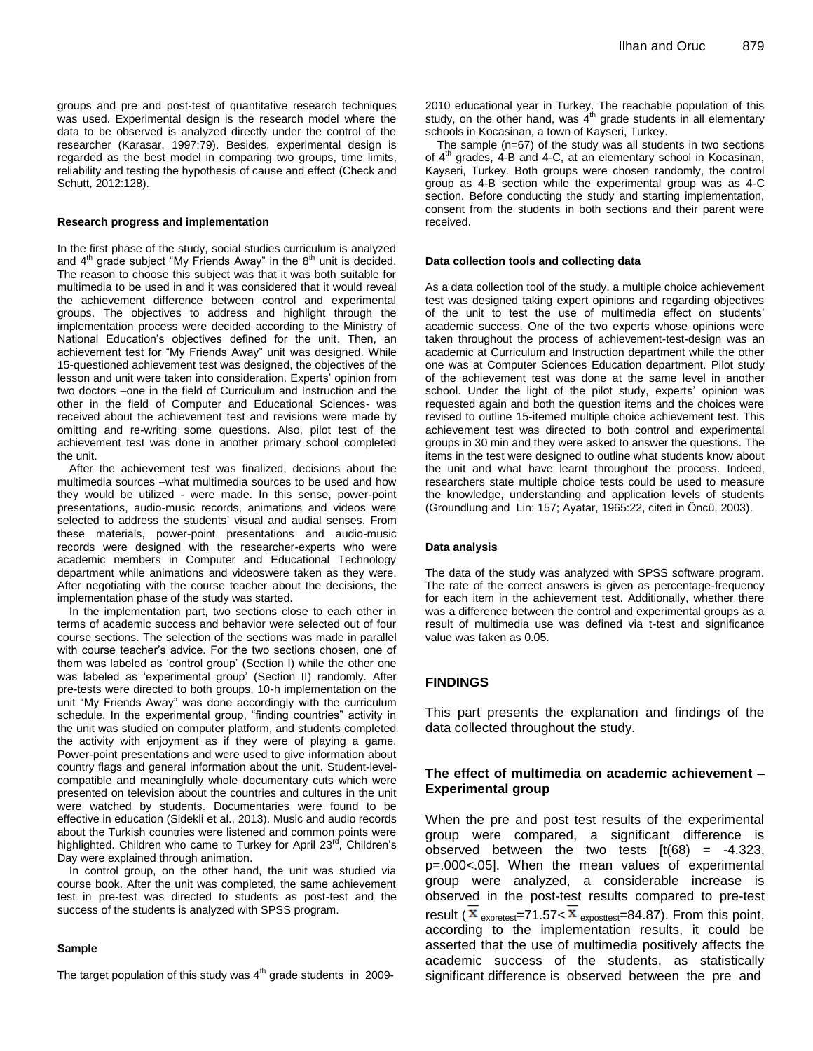groups and pre and post-test of quantitative research techniques was used. Experimental design is the research model where the data to be observed is analyzed directly under the control of the researcher (Karasar, 1997:79). Besides, experimental design is regarded as the best model in comparing two groups, time limits, reliability and testing the hypothesis of cause and effect (Check and Schutt, 2012:128).

#### Research progress and implementation

In the first phase of the study, social studies curriculum is analyzed and 4th grade subject "My Friends Away" in the 8th unit is decided. The reason to choose this subject was that it was both suitable for multimedia to be used in and it was considered that it would reveal the achievement difference between control and experimental groups. The objectives to address and highlight through the implementation process were decided according to the Ministry of National Education's objectives defined for the unit. Then, an achievement test for "My Friends Away" unit was designed. While 15-questioned achievement test was designed, the objectives of the lesson and unit were taken into consideration. Experts' opinion from two doctors –one in the field of Curriculum and Instruction and the other in the field of Computer and Educational Sciences- was received about the achievement test and revisions were made by omitting and re-writing some questions. Also, pilot test of the achievement test was done in another primary school completed the unit.

After the achievement test was finalized, decisions about the multimedia sources –what multimedia sources to be used and how they would be utilized - were made. In this sense, power-point presentations, audio-music records, animations and videos were selected to address the students' visual and audial senses. From these materials, power-point presentations and audio-music records were designed with the researcher-experts who were academic members in Computer and Educational Technology department while animations and videoswere taken as they were. After negotiating with the course teacher about the decisions, the implementation phase of the study was started.

In the implementation part, two sections close to each other in terms of academic success and behavior were selected out of four course sections. The selection of the sections was made in parallel with course teacher's advice. For the two sections chosen, one of them was labeled as 'control group' (Section I) while the other one was labeled as 'experimental group' (Section II) randomly. After pre-tests were directed to both groups, 10-h implementation on the unit "My Friends Away" was done accordingly with the curriculum schedule. In the experimental group, "finding countries" activity in the unit was studied on computer platform, and students completed the activity with enjoyment as if they were of playing a game. Power-point presentations and were used to give information about country flags and general information about the unit. Student-level-compatible and meaningfully whole documentary cuts which were presented on television about the countries and cultures in the unit were watched by students. Documentaries were found to be effective in education (Sidekli et al., 2013). Music and audio records about the Turkish countries were listened and common points were highlighted. Children who came to Turkey for April 23rd, Children's Day were explained through animation.

In control group, on the other hand, the unit was studied via course book. After the unit was completed, the same achievement test in pre-test was directed to students as post-test and the success of the students is analyzed with SPSS program.

#### Sample

The target population of this study was 4th grade students in 2009-2010 educational year in Turkey. The reachable population of this study, on the other hand, was 4th grade students in all elementary schools in Kocasinan, a town of Kayseri, Turkey.

The sample (n=67) of the study was all students in two sections of 4th grades, 4-B and 4-C, at an elementary school in Kocasinan, Kayseri, Turkey. Both groups were chosen randomly, the control group as 4-B section while the experimental group was as 4-C section. Before conducting the study and starting implementation, consent from the students in both sections and their parent were received.

#### Data collection tools and collecting data

As a data collection tool of the study, a multiple choice achievement test was designed taking expert opinions and regarding objectives of the unit to test the use of multimedia effect on students' academic success. One of the two experts whose opinions were taken throughout the process of achievement-test-design was an academic at Curriculum and Instruction department while the other one was at Computer Sciences Education department. Pilot study of the achievement test was done at the same level in another school. Under the light of the pilot study, experts' opinion was requested again and both the question items and the choices were revised to outline 15-itemed multiple choice achievement test. This achievement test was directed to both control and experimental groups in 30 min and they were asked to answer the questions. The items in the test were designed to outline what students know about the unit and what have learnt throughout the process. Indeed, researchers state multiple choice tests could be used to measure the knowledge, understanding and application levels of students (Groundlung and Lin: 157; Ayatar, 1965:22, cited in Öncü, 2003).

#### Data analysis

The data of the study was analyzed with SPSS software program. The rate of the correct answers is given as percentage-frequency for each item in the achievement test. Additionally, whether there was a difference between the control and experimental groups as a result of multimedia use was defined via t-test and significance value was taken as 0.05.

## FINDINGS

This part presents the explanation and findings of the data collected throughout the study.

### The effect of multimedia on academic achievement – Experimental group

When the pre and post test results of the experimental group were compared, a significant difference is observed between the two tests [$t(68) = -4.323$, $p=.000<.05$]. When the mean values of experimental group were analyzed, a considerable increase is observed in the post-test results compared to pre-test result ($\bar{x}_{expretest}=71.57<\bar{x}_{exposttest}=84.87$). From this point, according to the implementation results, it could be asserted that the use of multimedia positively affects the academic success of the students, as statistically significant difference is observed between the pre and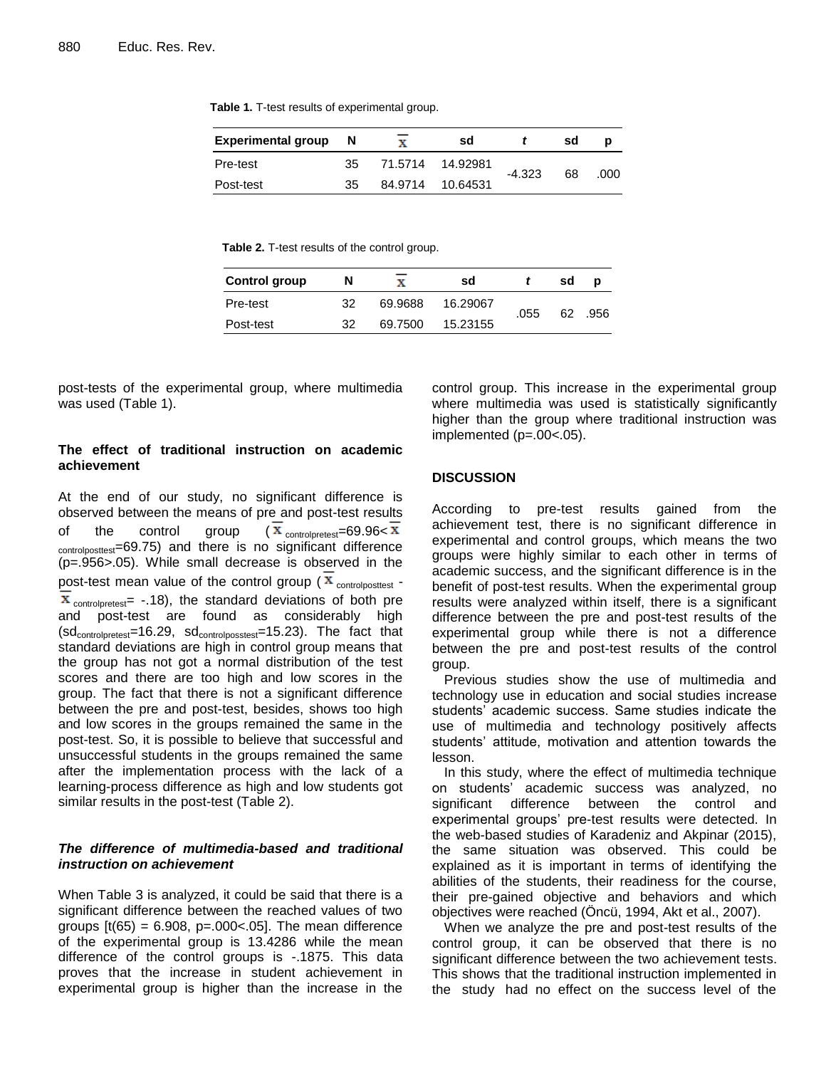**Table 1.** T-test results of experimental group.

| Experimental group | N | $\overline{x}$ | sd | t | sd | p |
|---|---|---|---|---|---|---|
| Pre-test | 35 | 71.5714 | 14.92981 | -4.323 | 68 | .000 |
| Post-test | 35 | 84.9714 | 10.64531 | | | |

**Table 2.** T-test results of the control group.

| Control group | N | $\overline{x}$ | sd | t | sd | p |
|---|---|---|---|---|---|---|
| Pre-test | 32 | 69.9688 | 16.29067 | .055 | 62 | .956 |
| Post-test | 32 | 69.7500 | 15.23155 | | | |

post-tests of the experimental group, where multimedia was used (Table 1).

### The effect of traditional instruction on academic achievement

At the end of our study, no significant difference is observed between the means of pre and post-test results of the control group ($\overline{x}_{controlpretest}$=69.96< $\overline{x}_{controlposttest}$=69.75) and there is no significant difference (p=.956>.05). While small decrease is observed in the post-test mean value of the control group ($\overline{x}_{controlposttest}$ - $\overline{x}_{controlpretest}$= -.18), the standard deviations of both pre and post-test are found as considerably high ($sd_{controlpretest}$=16.29, $sd_{controlposstest}$=15.23). The fact that standard deviations are high in control group means that the group has not got a normal distribution of the test scores and there are too high and low scores in the group. The fact that there is not a significant difference between the pre and post-test, besides, shows too high and low scores in the groups remained the same in the post-test. So, it is possible to believe that successful and unsuccessful students in the groups remained the same after the implementation process with the lack of a learning-process difference as high and low students got similar results in the post-test (Table 2).

### *The difference of multimedia-based and traditional instruction on achievement*

When Table 3 is analyzed, it could be said that there is a significant difference between the reached values of two groups [t(65) = 6.908, p=.000<.05]. The mean difference of the experimental group is 13.4286 while the mean difference of the control groups is -.1875. This data proves that the increase in student achievement in experimental group is higher than the increase in the control group. This increase in the experimental group where multimedia was used is statistically significantly higher than the group where traditional instruction was implemented (p=.00<.05).

## DISCUSSION

According to pre-test results gained from the achievement test, there is no significant difference in experimental and control groups, which means the two groups were highly similar to each other in terms of academic success, and the significant difference is in the benefit of post-test results. When the experimental group results were analyzed within itself, there is a significant difference between the pre and post-test results of the experimental group while there is not a difference between the pre and post-test results of the control group.

Previous studies show the use of multimedia and technology use in education and social studies increase students' academic success. Same studies indicate the use of multimedia and technology positively affects students' attitude, motivation and attention towards the lesson.

In this study, where the effect of multimedia technique on students' academic success was analyzed, no significant difference between the control and experimental groups' pre-test results were detected. In the web-based studies of Karadeniz and Akpinar (2015), the same situation was observed. This could be explained as it is important in terms of identifying the abilities of the students, their readiness for the course, their pre-gained objective and behaviors and which objectives were reached (Öncü, 1994, Akt et al., 2007).

When we analyze the pre and post-test results of the control group, it can be observed that there is no significant difference between the two achievement tests. This shows that the traditional instruction implemented in the study had no effect on the success level of the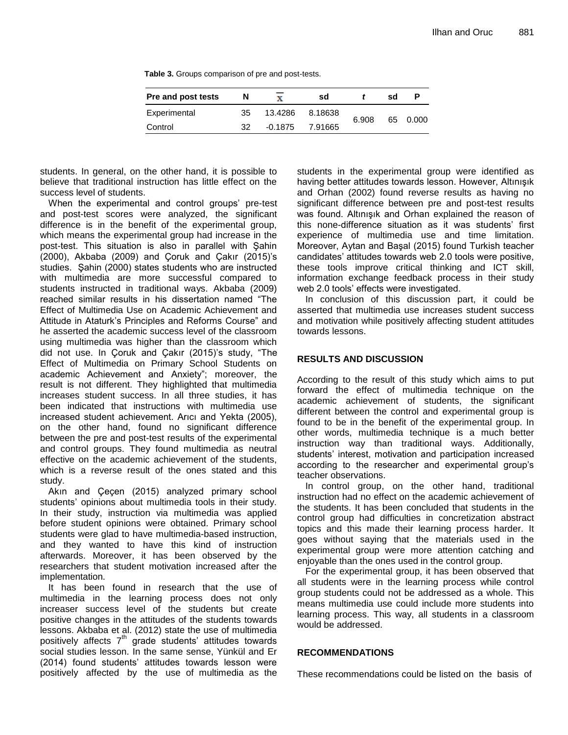**Table 3.** Groups comparison of pre and post-tests.

| Pre and post tests | N | $\overline{x}$ | sd | *t* | sd | P |
|---|---|---|---|---|---|---|
| Experimental | 35 | 13.4286 | 8.18638 | 6.908 | 65 | 0.000 |
| Control | 32 | -0.1875 | 7.91665 | | | |

students. In general, on the other hand, it is possible to believe that traditional instruction has little effect on the success level of students.

When the experimental and control groups' pre-test and post-test scores were analyzed, the significant difference is in the benefit of the experimental group, which means the experimental group had increase in the post-test. This situation is also in parallel with Şahin (2000), Akbaba (2009) and Çoruk and Çakır (2015)'s studies. Şahin (2000) states students who are instructed with multimedia are more successful compared to students instructed in traditional ways. Akbaba (2009) reached similar results in his dissertation named "The Effect of Multimedia Use on Academic Achievement and Attitude in Ataturk's Principles and Reforms Course" and he asserted the academic success level of the classroom using multimedia was higher than the classroom which did not use. In Çoruk and Çakır (2015)'s study, "The Effect of Multimedia on Primary School Students on academic Achievement and Anxiety"; moreover, the result is not different. They highlighted that multimedia increases student success. In all three studies, it has been indicated that instructions with multimedia use increased student achievement. Arıcı and Yekta (2005), on the other hand, found no significant difference between the pre and post-test results of the experimental and control groups. They found multimedia as neutral effective on the academic achievement of the students, which is a reverse result of the ones stated and this study.

Akın and Çeçen (2015) analyzed primary school students' opinions about multimedia tools in their study. In their study, instruction via multimedia was applied before student opinions were obtained. Primary school students were glad to have multimedia-based instruction, and they wanted to have this kind of instruction afterwards. Moreover, it has been observed by the researchers that student motivation increased after the implementation.

It has been found in research that the use of multimedia in the learning process does not only increaser success level of the students but create positive changes in the attitudes of the students towards lessons. Akbaba et al. (2012) state the use of multimedia positively affects 7th grade students' attitudes towards social studies lesson. In the same sense, Yünkül and Er (2014) found students' attitudes towards lesson were positively affected by the use of multimedia as the students in the experimental group were identified as having better attitudes towards lesson. However, Altınışık and Orhan (2002) found reverse results as having no significant difference between pre and post-test results was found. Altınışık and Orhan explained the reason of this none-difference situation as it was students' first experience of multimedia use and time limitation. Moreover, Aytan and Başal (2015) found Turkish teacher candidates' attitudes towards web 2.0 tools were positive, these tools improve critical thinking and ICT skill, information exchange feedback process in their study web 2.0 tools' effects were investigated.

In conclusion of this discussion part, it could be asserted that multimedia use increases student success and motivation while positively affecting student attitudes towards lessons.

## RESULTS AND DISCUSSION

According to the result of this study which aims to put forward the effect of multimedia technique on the academic achievement of students, the significant different between the control and experimental group is found to be in the benefit of the experimental group. In other words, multimedia technique is a much better instruction way than traditional ways. Additionally, students' interest, motivation and participation increased according to the researcher and experimental group's teacher observations.

In control group, on the other hand, traditional instruction had no effect on the academic achievement of the students. It has been concluded that students in the control group had difficulties in concretization abstract topics and this made their learning process harder. It goes without saying that the materials used in the experimental group were more attention catching and enjoyable than the ones used in the control group.

For the experimental group, it has been observed that all students were in the learning process while control group students could not be addressed as a whole. This means multimedia use could include more students into learning process. This way, all students in a classroom would be addressed.

## RECOMMENDATIONS

These recommendations could be listed on the basis of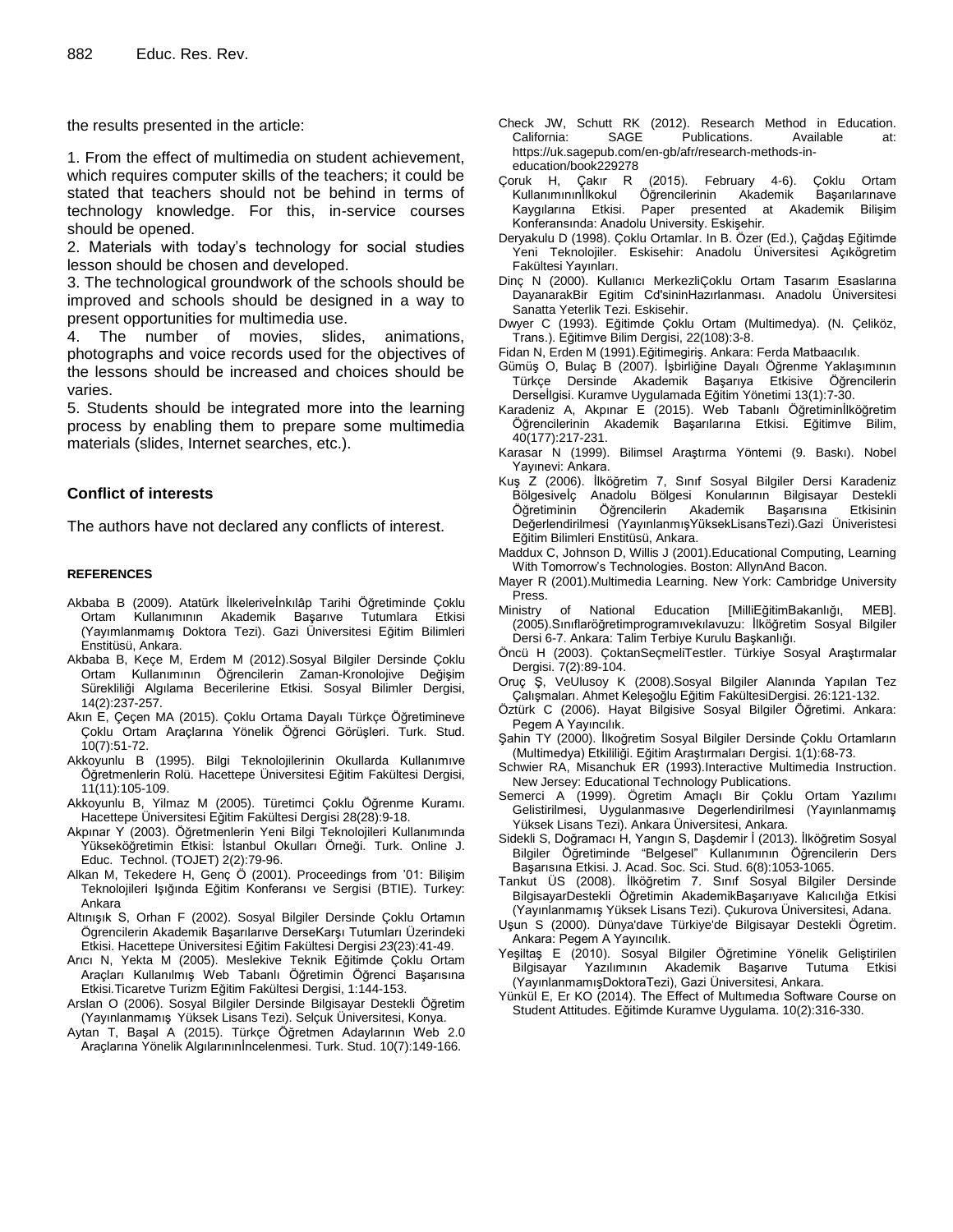the results presented in the article:

1. From the effect of multimedia on student achievement, which requires computer skills of the teachers; it could be stated that teachers should not be behind in terms of technology knowledge. For this, in-service courses should be opened.
2. Materials with today's technology for social studies lesson should be chosen and developed.
3. The technological groundwork of the schools should be improved and schools should be designed in a way to present opportunities for multimedia use.
4. The number of movies, slides, animations, photographs and voice records used for the objectives of the lessons should be increased and choices should be varies.
5. Students should be integrated more into the learning process by enabling them to prepare some multimedia materials (slides, Internet searches, etc.).

## Conflict of interests

The authors have not declared any conflicts of interest.

## REFERENCES

Akbaba B (2009). Atatürk İlkeleriveİnkılâp Tarihi Öğretiminde Çoklu Ortam Kullanımının Akademik Başarıve Tutumlara Etkisi (Yayımlanmamış Doktora Tezi). Gazi Üniversitesi Eğitim Bilimleri Enstitüsü, Ankara.

Akbaba B, Keçe M, Erdem M (2012).Sosyal Bilgiler Dersinde Çoklu Ortam Kullanımının Öğrencilerin Zaman-Kronolojive Değişim Sürekliliği Algılama Becerilerine Etkisi. Sosyal Bilimler Dergisi, 14(2):237-257.

Akın E, Çeçen MA (2015). Çoklu Ortama Dayalı Türkçe Öğretimineve Çoklu Ortam Araçlarına Yönelik Öğrenci Görüşleri. Turk. Stud. 10(7):51-72.

Akkoyunlu B (1995). Bilgi Teknolojilerinin Okullarda Kullanımıve Öğretmenlerin Rolü. Hacettepe Üniversitesi Eğitim Fakültesi Dergisi, 11(11):105-109.

Akkoyunlu B, Yilmaz M (2005). Türetimci Çoklu Öğrenme Kuramı. Hacettepe Üniversitesi Eğitim Fakültesi Dergisi 28(28):9-18.

Akpınar Y (2003). Öğretmenlerin Yeni Bilgi Teknolojileri Kullanımında Yükseköğretimin Etkisi: İstanbul Okulları Örneği. Turk. Online J. Educ. Technol. (TOJET) 2(2):79-96.

Alkan M, Tekedere H, Genç Ö (2001). Proceedings from '01: Bilişim Teknolojileri Işığında Eğitim Konferansı ve Sergisi (BTIE). Turkey: Ankara

Altınışık S, Orhan F (2002). Sosyal Bilgiler Dersinde Çoklu Ortamın Ögrencilerin Akademik Başarılarıve DerseKarşı Tutumları Üzerindeki Etkisi. Hacettepe Üniversitesi Eğitim Fakültesi Dergisi *23*(23):41-49.

Arıcı N, Yekta M (2005). Meslekive Teknik Eğitimde Çoklu Ortam Araçları Kullanılmış Web Tabanlı Öğretimin Öğrenci Başarısına Etkisi.Ticaretve Turizm Eğitim Fakültesi Dergisi, 1:144-153.

Arslan O (2006). Sosyal Bilgiler Dersinde Bilgisayar Destekli Öğretim (Yayınlanmamış Yüksek Lisans Tezi). Selçuk Üniversitesi, Konya.

Aytan T, Başal A (2015). Türkçe Öğretmen Adaylarının Web 2.0 Araçlarına Yönelik Algılarınınİncelenmesi. Turk. Stud. 10(7):149-166.

Check JW, Schutt RK (2012). Research Method in Education. California: SAGE Publications. Available at: https://uk.sagepub.com/en-gb/afr/research-methods-in-education/book229278

Çoruk H, Çakır R (2015). February 4-6). Çoklu Ortam Kullanımınınİlkokul Öğrencilerinin Akademik Başarılarınave Kaygılarına Etkisi. Paper presented at Akademik Bilişim Konferansında: Anadolu University. Eskişehir.

Deryakulu D (1998). Çoklu Ortamlar. In B. Özer (Ed.), Çağdaş Eğitimde Yeni Teknolojiler. Eskisehir: Anadolu Üniversitesi Açıköğretim Fakültesi Yayınları.

Dinç N (2000). Kullanıcı MerkezliÇoklu Ortam Tasarım Esaslarına DayanarakBir Egitim Cd'sininHazırlanması. Anadolu Üniversitesi Sanatta Yeterlik Tezi. Eskisehir.

Dwyer C (1993). Eğitimde Çoklu Ortam (Multimedya). (N. Çeliköz, Trans.). Eğitimve Bilim Dergisi, 22(108):3-8.

Fidan N, Erden M (1991).Eğitimegiriş. Ankara: Ferda Matbaacılık.

Gümüş O, Bulaç B (2007). İşbirliğine Dayalı Öğrenme Yaklaşımının Türkçe Dersinde Akademik Başarıya Etkisive Öğrencilerin Dersİlgisi. Kuramve Uygulamada Eğitim Yönetimi 13(1):7-30.

Karadeniz A, Akpınar E (2015). Web Tabanlı Öğretiminİlköğretim Öğrencilerinin Akademik Başarılarına Etkisi. Eğitimve Bilim, 40(177):217-231.

Karasar N (1999). Bilimsel Araştırma Yöntemi (9. Baskı). Nobel Yayınevi: Ankara.

Kuş Z (2006). İlköğretim 7, Sınıf Sosyal Bilgiler Dersi Karadeniz Bölgesiveİç Anadolu Bölgesi Konularının Bilgisayar Destekli Öğretiminin Öğrencilerin Akademik Başarısına Etkisinin Değerlendirilmesi (YayınlanmışYüksekLisansTezi).Gazi Üniveristesi Eğitim Bilimleri Enstitüsü, Ankara.

Maddux C, Johnson D, Willis J (2001).Educational Computing, Learning With Tomorrow's Technologies. Boston: AllynAnd Bacon.

Mayer R (2001).Multimedia Learning. New York: Cambridge University Press.

Ministry of National Education [MilliEğitimBakanlığı, MEB]. (2005).Sınıflaröğretimprogramıvekılavuzu: İlköğretim Sosyal Bilgiler Dersi 6-7. Ankara: Talim Terbiye Kurulu Başkanlığı.

Öncü H (2003). ÇoktanSeçmeliTestler. Türkiye Sosyal Araştırmalar Dergisi. 7(2):89-104.

Oruç Ş, VeUlusoy K (2008).Sosyal Bilgiler Alanında Yapılan Tez Çalışmaları. Ahmet Keleşoğlu Eğitim FakültesiDergisi. 26:121-132.

Öztürk C (2006). Hayat Bilgisive Sosyal Bilgiler Öğretimi. Ankara: Pegem A Yayıncılık.

Şahin TY (2000). İlkoğretim Sosyal Bilgiler Dersinde Çoklu Ortamların (Multimedya) Etkililiği. Eğitim Araştırmaları Dergisi. 1(1):68-73.

Schwier RA, Misanchuk ER (1993).Interactive Multimedia Instruction. New Jersey: Educational Technology Publications.

Semerci A (1999). Ögretim Amaçlı Bir Çoklu Ortam Yazılımı Gelistirilmesi, Uygulanmasıve Degerlendirilmesi (Yayınlanmamış Yüksek Lisans Tezi). Ankara Üniversitesi, Ankara.

Sidekli S, Doğramacı H, Yangın S, Daşdemir İ (2013). İlköğretim Sosyal Bilgiler Öğretiminde "Belgesel" Kullanımının Öğrencilerin Ders Başarısına Etkisi. J. Acad. Soc. Sci. Stud. 6(8):1053-1065.

Tankut ÜS (2008). İlköğretim 7. Sınıf Sosyal Bilgiler Dersinde BilgisayarDestekli Öğretimin AkademikBaşarıyave Kalıcılığa Etkisi (Yayınlanmamış Yüksek Lisans Tezi). Çukurova Üniversitesi, Adana.

Uşun S (2000). Dünya'dave Türkiye'de Bilgisayar Destekli Ögretim. Ankara: Pegem A Yayıncılık.

Yeşiltaş E (2010). Sosyal Bilgiler Öğretimine Yönelik Geliştirilen Bilgisayar Yazılımının Akademik Başarıve Tutuma Etkisi (YayınlanmamışDoktoraTezi), Gazi Üniversitesi, Ankara.

Yünkül E, Er KO (2014). The Effect of Multımedıa Software Course on Student Attitudes. Eğitimde Kuramve Uygulama. 10(2):316-330.